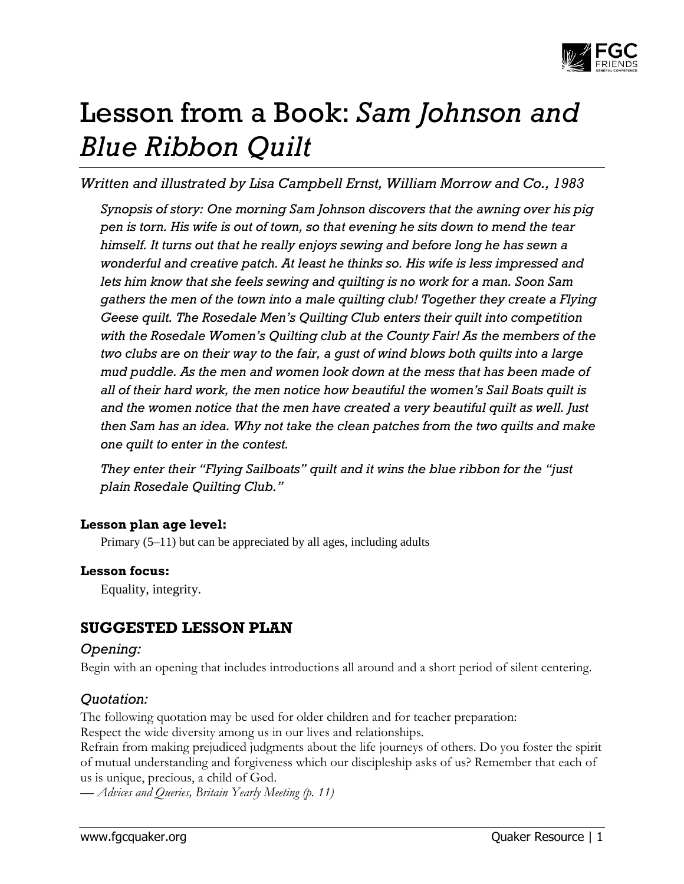# Lesson from a Book: *Sam Johnson and Blue Ribbon Quilt*

*Written and illustrated by Lisa Campbell Ernst, William Morrow and Co., 1983*

*Synopsis of story: One morning Sam Johnson discovers that the awning over his pig pen is torn. His wife is out of town, so that evening he sits down to mend the tear himself. It turns out that he really enjoys sewing and before long he has sewn a wonderful and creative patch. At least he thinks so. His wife is less impressed and lets him know that she feels sewing and quilting is no work for a man. Soon Sam gathers the men of the town into a male quilting club! Together they create a Flying Geese quilt. The Rosedale Men's Quilting Club enters their quilt into competition with the Rosedale Women's Quilting club at the County Fair! As the members of the two clubs are on their way to the fair, a gust of wind blows both quilts into a large mud puddle. As the men and women look down at the mess that has been made of all of their hard work, the men notice how beautiful the women's Sail Boats quilt is and the women notice that the men have created a very beautiful quilt as well. Just then Sam has an idea. Why not take the clean patches from the two quilts and make one quilt to enter in the contest.*

*They enter their "Flying Sailboats" quilt and it wins the blue ribbon for the "just plain Rosedale Quilting Club."*

**Lesson plan age level:**

Primary (5–11) but can be appreciated by all ages, including adults

**Lesson focus:**

Equality, integrity.

## SUGGESTED LESSON PLAN

### *Opening:*

Begin with an opening that includes introductions all around and a short period of silent centering.

### *Quotation:*

The following quotation may be used for older children and for teacher preparation:
Respect the wide diversity among us in our lives and relationships.
Refrain from making prejudiced judgments about the life journeys of others. Do you foster the spirit of mutual understanding and forgiveness which our discipleship asks of us? Remember that each of us is unique, precious, a child of God.
— *Advices and Queries, Britain Yearly Meeting (p. 11)*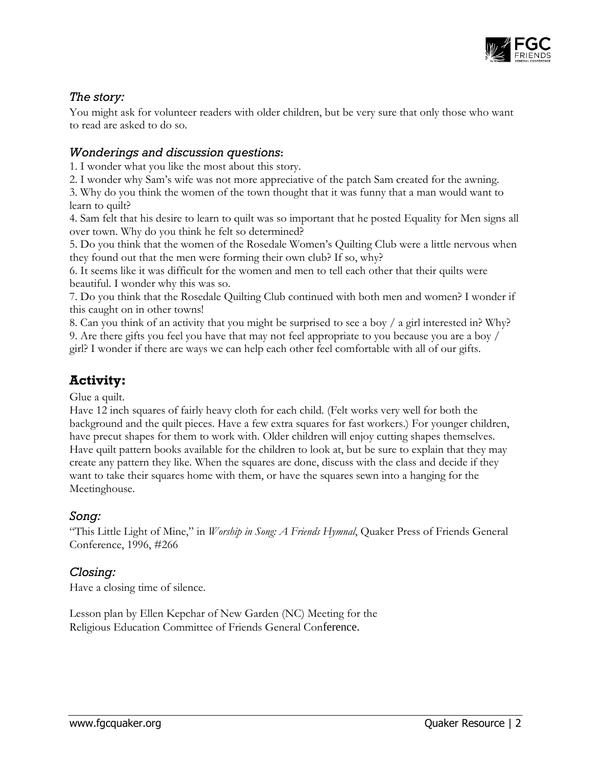### *The story:*

You might ask for volunteer readers with older children, but be very sure that only those who want to read are asked to do so.

### *Wonderings and discussion questions*:

1. I wonder what you like the most about this story.
2. I wonder why Sam's wife was not more appreciative of the patch Sam created for the awning.
3. Why do you think the women of the town thought that it was funny that a man would want to learn to quilt?
4. Sam felt that his desire to learn to quilt was so important that he posted Equality for Men signs all over town. Why do you think he felt so determined?
5. Do you think that the women of the Rosedale Women's Quilting Club were a little nervous when they found out that the men were forming their own club? If so, why?
6. It seems like it was difficult for the women and men to tell each other that their quilts were beautiful. I wonder why this was so.
7. Do you think that the Rosedale Quilting Club continued with both men and women? I wonder if this caught on in other towns!
8. Can you think of an activity that you might be surprised to see a boy / a girl interested in? Why?
9. Are there gifts you feel you have that may not feel appropriate to you because you are a boy / girl? I wonder if there are ways we can help each other feel comfortable with all of our gifts.

## **Activity:**

Glue a quilt.

Have 12 inch squares of fairly heavy cloth for each child. (Felt works very well for both the background and the quilt pieces. Have a few extra squares for fast workers.) For younger children, have precut shapes for them to work with. Older children will enjoy cutting shapes themselves. Have quilt pattern books available for the children to look at, but be sure to explain that they may create any pattern they like. When the squares are done, discuss with the class and decide if they want to take their squares home with them, or have the squares sewn into a hanging for the Meetinghouse.

### *Song:*

"This Little Light of Mine," in *Worship in Song: A Friends Hymnal*, Quaker Press of Friends General Conference, 1996, #266

### *Closing:*

Have a closing time of silence.

Lesson plan by Ellen Kepchar of New Garden (NC) Meeting for the
Religious Education Committee of Friends General Conference.